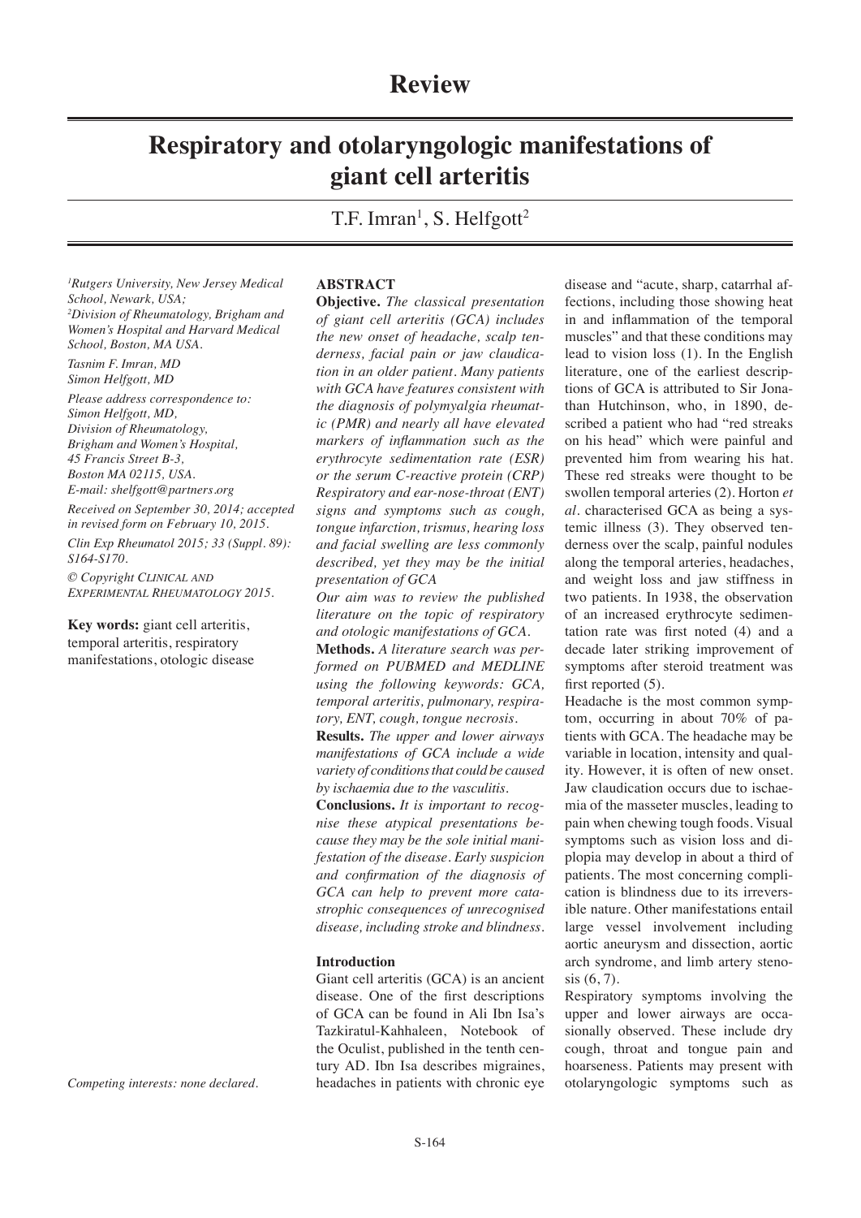# Review

# Respiratory and otolaryngologic manifestations of giant cell arteritis

T.F. Imran[1], S. Helfgott[2]

*[1]Rutgers University, New Jersey Medical School, Newark, USA;*
*[2]Division of Rheumatology, Brigham and Women's Hospital and Harvard Medical School, Boston, MA USA.*

*Tasnim F. Imran, MD*
*Simon Helfgott, MD*

*Please address correspondence to:*
*Simon Helfgott, MD,*
*Division of Rheumatology,*
*Brigham and Women's Hospital,*
*45 Francis Street B-3,*
*Boston MA 02115, USA.*
*E-mail: shelfgott@partners.org*

*Received on September 30, 2014; accepted in revised form on February 10, 2015.*

*Clin Exp Rheumatol 2015; 33 (Suppl. 89): S164-S170.*

*© Copyright Clinical and Experimental Rheumatology 2015.*

**Key words:** giant cell arteritis, temporal arteritis, respiratory manifestations, otologic disease

*Competing interests: none declared.*

## ABSTRACT

**Objective.** *The classical presentation of giant cell arteritis (GCA) includes the new onset of headache, scalp tenderness, facial pain or jaw claudication in an older patient. Many patients with GCA have features consistent with the diagnosis of polymyalgia rheumatic (PMR) and nearly all have elevated markers of inflammation such as the erythrocyte sedimentation rate (ESR) or the serum C-reactive protein (CRP) Respiratory and ear-nose-throat (ENT) signs and symptoms such as cough, tongue infarction, trismus, hearing loss and facial swelling are less commonly described, yet they may be the initial presentation of GCA*

*Our aim was to review the published literature on the topic of respiratory and otologic manifestations of GCA.*

**Methods.** *A literature search was performed on PUBMED and MEDLINE using the following keywords: GCA, temporal arteritis, pulmonary, respiratory, ENT, cough, tongue necrosis.*

**Results.** *The upper and lower airways manifestations of GCA include a wide variety of conditions that could be caused by ischaemia due to the vasculitis.*

**Conclusions.** *It is important to recognise these atypical presentations because they may be the sole initial manifestation of the disease. Early suspicion and confirmation of the diagnosis of GCA can help to prevent more catastrophic consequences of unrecognised disease, including stroke and blindness.*

## Introduction

Giant cell arteritis (GCA) is an ancient disease. One of the first descriptions of GCA can be found in Ali Ibn Isa's Tazkiratul-Kahhaleen, Notebook of the Oculist, published in the tenth century AD. Ibn Isa describes migraines, headaches in patients with chronic eye disease and "acute, sharp, catarrhal affections, including those showing heat in and inflammation of the temporal muscles" and that these conditions may lead to vision loss (1). In the English literature, one of the earliest descriptions of GCA is attributed to Sir Jonathan Hutchinson, who, in 1890, described a patient who had "red streaks on his head" which were painful and prevented him from wearing his hat. These red streaks were thought to be swollen temporal arteries (2). Horton *et al.* characterised GCA as being a systemic illness (3). They observed tenderness over the scalp, painful nodules along the temporal arteries, headaches, and weight loss and jaw stiffness in two patients. In 1938, the observation of an increased erythrocyte sedimentation rate was first noted (4) and a decade later striking improvement of symptoms after steroid treatment was first reported (5).

Headache is the most common symptom, occurring in about 70% of patients with GCA. The headache may be variable in location, intensity and quality. However, it is often of new onset. Jaw claudication occurs due to ischaemia of the masseter muscles, leading to pain when chewing tough foods. Visual symptoms such as vision loss and diplopia may develop in about a third of patients. The most concerning complication is blindness due to its irreversible nature. Other manifestations entail large vessel involvement including aortic aneurysm and dissection, aortic arch syndrome, and limb artery stenosis (6, 7).

Respiratory symptoms involving the upper and lower airways are occasionally observed. These include dry cough, throat and tongue pain and hoarseness. Patients may present with otolaryngologic symptoms such as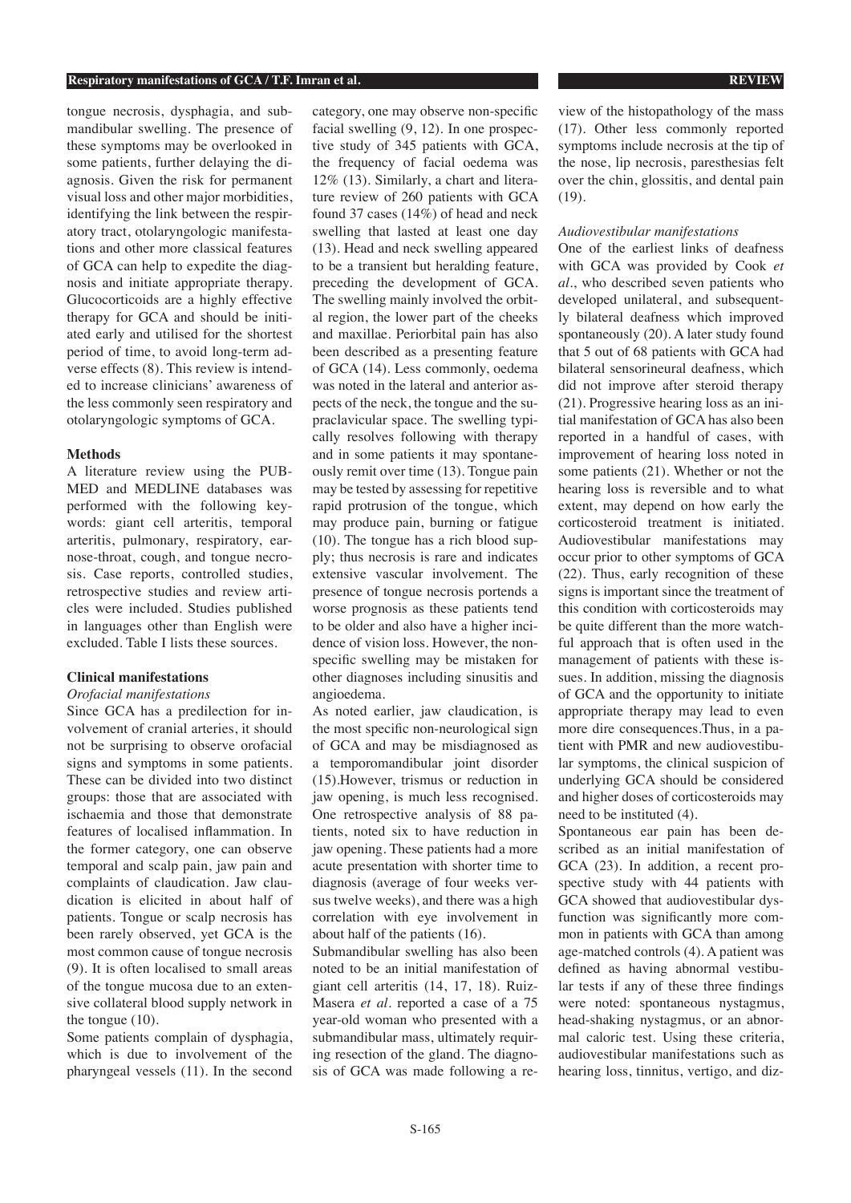tongue necrosis, dysphagia, and submandibular swelling. The presence of these symptoms may be overlooked in some patients, further delaying the diagnosis. Given the risk for permanent visual loss and other major morbidities, identifying the link between the respiratory tract, otolaryngologic manifestations and other more classical features of GCA can help to expedite the diagnosis and initiate appropriate therapy. Glucocorticoids are a highly effective therapy for GCA and should be initiated early and utilised for the shortest period of time, to avoid long-term adverse effects (8). This review is intended to increase clinicians' awareness of the less commonly seen respiratory and otolaryngologic symptoms of GCA.

## Methods

A literature review using the PUBMED and MEDLINE databases was performed with the following keywords: giant cell arteritis, temporal arteritis, pulmonary, respiratory, ear-nose-throat, cough, and tongue necrosis. Case reports, controlled studies, retrospective studies and review articles were included. Studies published in languages other than English were excluded. Table I lists these sources.

## Clinical manifestations

### *Orofacial manifestations*

Since GCA has a predilection for involvement of cranial arteries, it should not be surprising to observe orofacial signs and symptoms in some patients. These can be divided into two distinct groups: those that are associated with ischaemia and those that demonstrate features of localised inflammation. In the former category, one can observe temporal and scalp pain, jaw pain and complaints of claudication. Jaw claudication is elicited in about half of patients. Tongue or scalp necrosis has been rarely observed, yet GCA is the most common cause of tongue necrosis (9). It is often localised to small areas of the tongue mucosa due to an extensive collateral blood supply network in the tongue (10).

Some patients complain of dysphagia, which is due to involvement of the pharyngeal vessels (11). In the second category, one may observe non-specific facial swelling (9, 12). In one prospective study of 345 patients with GCA, the frequency of facial oedema was 12% (13). Similarly, a chart and literature review of 260 patients with GCA found 37 cases (14%) of head and neck swelling that lasted at least one day (13). Head and neck swelling appeared to be a transient but heralding feature, preceding the development of GCA. The swelling mainly involved the orbital region, the lower part of the cheeks and maxillae. Periorbital pain has also been described as a presenting feature of GCA (14). Less commonly, oedema was noted in the lateral and anterior aspects of the neck, the tongue and the supraclavicular space. The swelling typically resolves following with therapy and in some patients it may spontaneously remit over time (13). Tongue pain may be tested by assessing for repetitive rapid protrusion of the tongue, which may produce pain, burning or fatigue (10). The tongue has a rich blood supply; thus necrosis is rare and indicates extensive vascular involvement. The presence of tongue necrosis portends a worse prognosis as these patients tend to be older and also have a higher incidence of vision loss. However, the non-specific swelling may be mistaken for other diagnoses including sinusitis and angioedema.

As noted earlier, jaw claudication, is the most specific non-neurological sign of GCA and may be misdiagnosed as a temporomandibular joint disorder (15).However, trismus or reduction in jaw opening, is much less recognised. One retrospective analysis of 88 patients, noted six to have reduction in jaw opening. These patients had a more acute presentation with shorter time to diagnosis (average of four weeks versus twelve weeks), and there was a high correlation with eye involvement in about half of the patients (16).

Submandibular swelling has also been noted to be an initial manifestation of giant cell arteritis (14, 17, 18). Ruiz-Masera *et al.* reported a case of a 75 year-old woman who presented with a submandibular mass, ultimately requiring resection of the gland. The diagnosis of GCA was made following a review of the histopathology of the mass (17). Other less commonly reported symptoms include necrosis at the tip of the nose, lip necrosis, paresthesias felt over the chin, glossitis, and dental pain (19).

### *Audiovestibular manifestations*

One of the earliest links of deafness with GCA was provided by Cook *et al.*, who described seven patients who developed unilateral, and subsequently bilateral deafness which improved spontaneously (20). A later study found that 5 out of 68 patients with GCA had bilateral sensorineural deafness, which did not improve after steroid therapy (21). Progressive hearing loss as an initial manifestation of GCA has also been reported in a handful of cases, with improvement of hearing loss noted in some patients (21). Whether or not the hearing loss is reversible and to what extent, may depend on how early the corticosteroid treatment is initiated. Audiovestibular manifestations may occur prior to other symptoms of GCA (22). Thus, early recognition of these signs is important since the treatment of this condition with corticosteroids may be quite different than the more watchful approach that is often used in the management of patients with these issues. In addition, missing the diagnosis of GCA and the opportunity to initiate appropriate therapy may lead to even more dire consequences.Thus, in a patient with PMR and new audiovestibular symptoms, the clinical suspicion of underlying GCA should be considered and higher doses of corticosteroids may need to be instituted (4).

Spontaneous ear pain has been described as an initial manifestation of GCA (23). In addition, a recent prospective study with 44 patients with GCA showed that audiovestibular dysfunction was significantly more common in patients with GCA than among age-matched controls (4). A patient was defined as having abnormal vestibular tests if any of these three findings were noted: spontaneous nystagmus, head-shaking nystagmus, or an abnormal caloric test. Using these criteria, audiovestibular manifestations such as hearing loss, tinnitus, vertigo, and diz-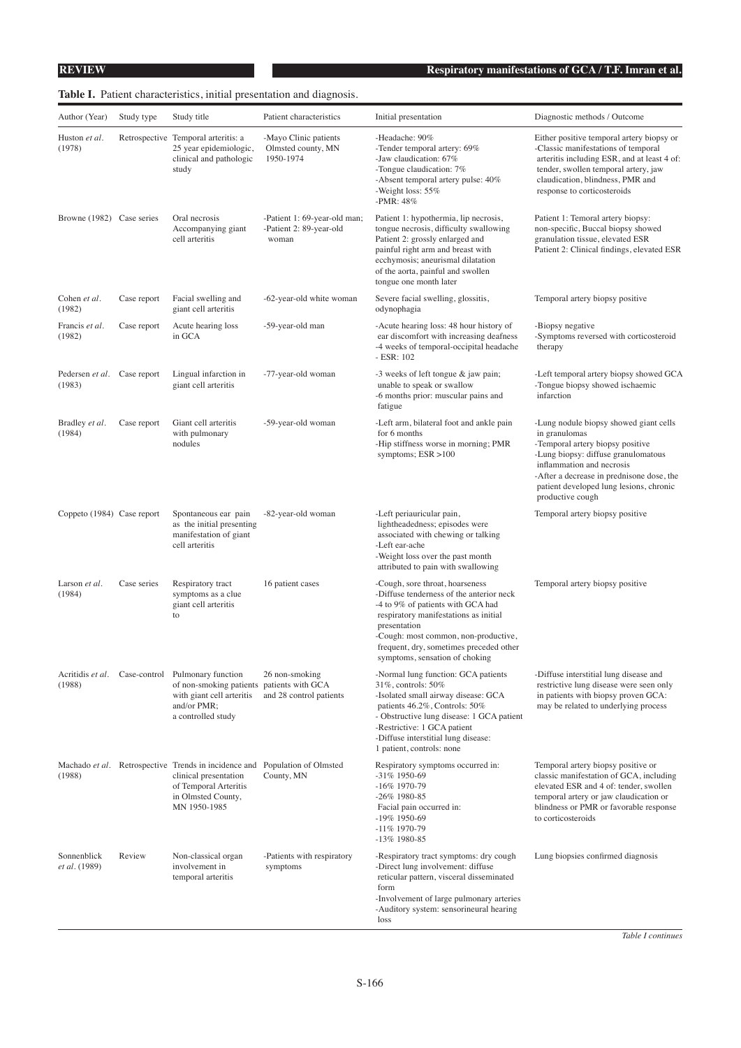**Table I.** Patient characteristics, initial presentation and diagnosis.

| Author (Year) | Study type | Study title | Patient characteristics | Initial presentation | Diagnostic methods / Outcome |
|---|---|---|---|---|---|
| Huston *et al.* (1978) | Retrospective | Temporal arteritis: a 25 year epidemiologic, clinical and pathologic study | -Mayo Clinic patients Olmsted county, MN 1950-1974 | -Headache: 90%<br>-Tender temporal artery: 69%<br>-Jaw claudication: 67%<br>-Tongue claudication: 7%<br>-Absent temporal artery pulse: 40%<br>-Weight loss: 55%<br>-PMR: 48% | Either positive temporal artery biopsy or<br>-Classic manifestations of temporal arteritis including ESR, and at least 4 of: tender, swollen temporal artery, jaw claudication, blindness, PMR and response to corticosteroids |
| Browne (1982) | Case series | Oral necrosis Accompanying giant cell arteritis | -Patient 1: 69-year-old man;<br>-Patient 2: 89-year-old woman | Patient 1: hypothermia, lip necrosis, tongue necrosis, difficulty swallowing<br>Patient 2: grossly enlarged and painful right arm and breast with ecchymosis; aneurismal dilatation of the aorta, painful and swollen tongue one month later | Patient 1: Temoral artery biopsy: non-specific, Buccal biopsy showed granulation tissue, elevated ESR<br>Patient 2: Clinical findings, elevated ESR |
| Cohen *et al.* (1982) | Case report | Facial swelling and giant cell arteritis | -62-year-old white woman | Severe facial swelling, glossitis, odynophagia | Temporal artery biopsy positive |
| Francis *et al.* (1982) | Case report | Acute hearing loss in GCA | -59-year-old man | -Acute hearing loss: 48 hour history of ear discomfort with increasing deafness<br>-4 weeks of temporal-occipital headache<br>- ESR: 102 | -Biopsy negative<br>-Symptoms reversed with corticosteroid therapy |
| Pedersen *et al.* (1983) | Case report | Lingual infarction in giant cell arteritis | -77-year-old woman | -3 weeks of left tongue & jaw pain; unable to speak or swallow<br>-6 months prior: muscular pains and fatigue | -Left temporal artery biopsy showed GCA<br>-Tongue biopsy showed ischaemic infarction |
| Bradley *et al.* (1984) | Case report | Giant cell arteritis with pulmonary nodules | -59-year-old woman | -Left arm, bilateral foot and ankle pain for 6 months<br>-Hip stiffness worse in morning; PMR symptoms; ESR >100 | -Lung nodule biopsy showed giant cells in granulomas<br>-Temporal artery biopsy positive<br>-Lung biopsy: diffuse granulomatous inflammation and necrosis<br>-After a decrease in prednisone dose, the patient developed lung lesions, chronic productive cough |
| Coppeto (1984) | Case report | Spontaneous ear pain as the initial presenting manifestation of giant cell arteritis | -82-year-old woman | -Left periauricular pain, lightheadedness; episodes were associated with chewing or talking<br>-Left ear-ache<br>-Weight loss over the past month attributed to pain with swallowing | Temporal artery biopsy positive |
| Larson *et al.* (1984) | Case series | Respiratory tract symptoms as a clue giant cell arteritis to | 16 patient cases | -Cough, sore throat, hoarseness<br>-Diffuse tenderness of the anterior neck<br>-4 to 9% of patients with GCA had respiratory manifestations as initial presentation<br>-Cough: most common, non-productive, frequent, dry, sometimes preceded other symptoms, sensation of choking | Temporal artery biopsy positive |
| Acritidis *et al.* (1988) | Case-control | Pulmonary function of non-smoking patients with giant cell arteritis and/or PMR; a controlled study | 26 non-smoking patients with GCA and 28 control patients | -Normal lung function: GCA patients 31%, controls: 50%<br>-Isolated small airway disease: GCA patients 46.2%, Controls: 50%<br>- Obstructive lung disease: 1 GCA patient<br>-Restrictive: 1 GCA patient<br>-Diffuse interstitial lung disease: 1 patient, controls: none | -Diffuse interstitial lung disease and restrictive lung disease were seen only in patients with biopsy proven GCA: may be related to underlying process |
| Machado *et al.* (1988) | Retrospective | Trends in incidence and clinical presentation of Temporal Arteritis in Olmsted County, MN 1950-1985 | Population of Olmsted County, MN | Respiratory symptoms occurred in:<br>-31% 1950-69<br>-16% 1970-79<br>-26% 1980-85<br>Facial pain occurred in:<br>-19% 1950-69<br>-11% 1970-79<br>-13% 1980-85 | Temporal artery biopsy positive or classic manifestation of GCA, including elevated ESR and 4 of: tender, swollen temporal artery or jaw claudication or blindness or PMR or favorable response to corticosteroids |
| Sonnenblick *et al.* (1989) | Review | Non-classical organ involvement in temporal arteritis | -Patients with respiratory symptoms | -Respiratory tract symptoms: dry cough<br>-Direct lung involvement: diffuse reticular pattern, visceral disseminated form<br>-Involvement of large pulmonary arteries<br>-Auditory system: sensorineural hearing loss | Lung biopsies confirmed diagnosis |

*Table I continues*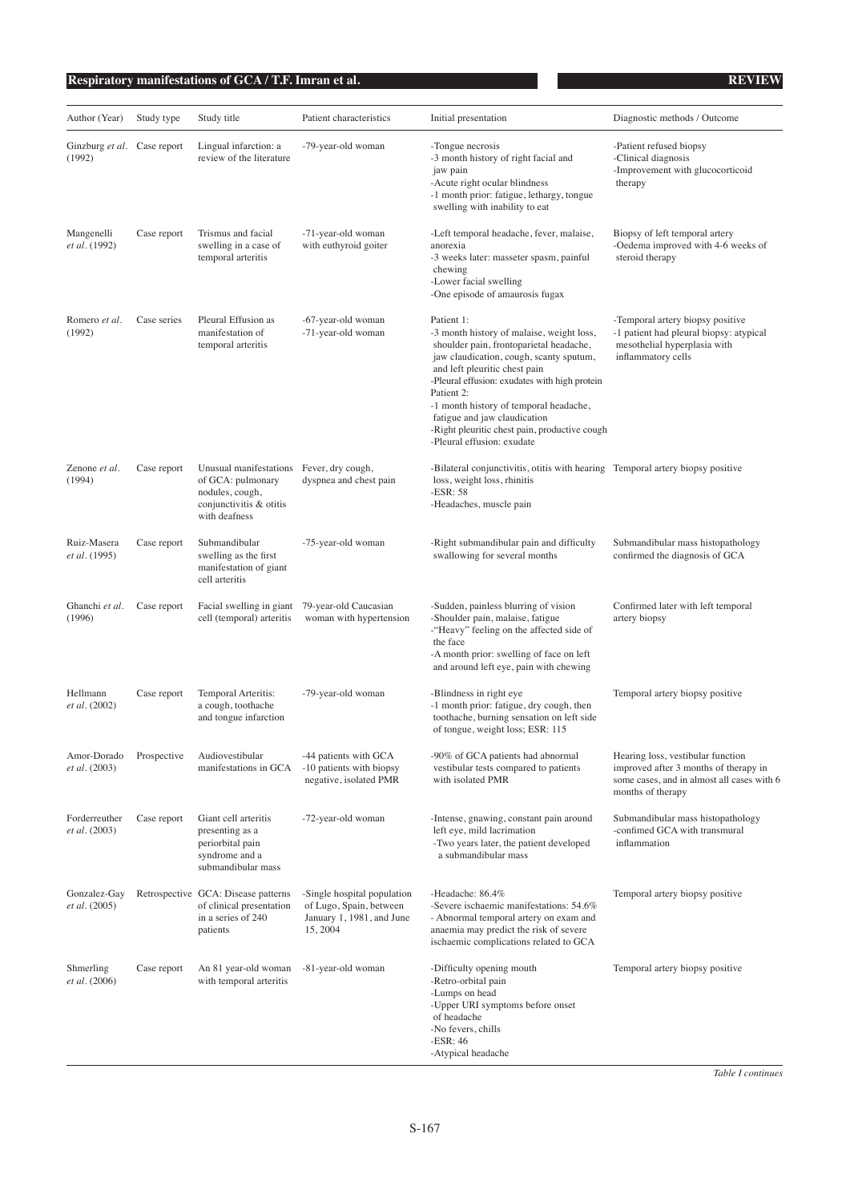| Author (Year) | Study type | Study title | Patient characteristics | Initial presentation | Diagnostic methods / Outcome |
|---|---|---|---|---|---|
| Ginzburg *et al*. (1992) | Case report | Lingual infarction: a review of the literature | -79-year-old woman | -Tongue necrosis<br>-3 month history of right facial and jaw pain<br>-Acute right ocular blindness<br>-1 month prior: fatigue, lethargy, tongue swelling with inability to eat | -Patient refused biopsy<br>-Clinical diagnosis<br>-Improvement with glucocorticoid therapy |
| Mangenelli *et al*. (1992) | Case report | Trismus and facial swelling in a case of temporal arteritis | -71-year-old woman with euthyroid goiter | -Left temporal headache, fever, malaise, anorexia<br>-3 weeks later: masseter spasm, painful chewing<br>-Lower facial swelling<br>-One episode of amaurosis fugax | Biopsy of left temporal artery<br>-Oedema improved with 4-6 weeks of steroid therapy |
| Romero *et al*. (1992) | Case series | Pleural Effusion as manifestation of temporal arteritis | -67-year-old woman<br>-71-year-old woman | Patient 1:<br>-3 month history of malaise, weight loss, shoulder pain, frontoparietal headache, jaw claudication, cough, scanty sputum, and left pleuritic chest pain<br>-Pleural effusion: exudates with high protein<br>Patient 2:<br>-1 month history of temporal headache, fatigue and jaw claudication<br>-Right pleuritic chest pain, productive cough<br>-Pleural effusion: exudate | -Temporal artery biopsy positive<br>-1 patient had pleural biopsy: atypical mesothelial hyperplasia with inflammatory cells |
| Zenone *et al*. (1994) | Case report | Unusual manifestations of GCA: pulmonary nodules, cough, conjunctivitis & otitis with deafness | Fever, dry cough, dyspnea and chest pain | -Bilateral conjunctivitis, otitis with hearing loss, weight loss, rhinitis<br>-ESR: 58<br>-Headaches, muscle pain | Temporal artery biopsy positive |
| Ruiz-Masera *et al*. (1995) | Case report | Submandibular swelling as the first manifestation of giant cell arteritis | -75-year-old woman | -Right submandibular pain and difficulty swallowing for several months | Submandibular mass histopathology confirmed the diagnosis of GCA |
| Ghanchi *et al*. (1996) | Case report | Facial swelling in giant cell (temporal) arteritis | 79-year-old Caucasian woman with hypertension | -Sudden, painless blurring of vision<br>-Shoulder pain, malaise, fatigue<br>-"Heavy" feeling on the affected side of the face<br>-A month prior: swelling of face on left and around left eye, pain with chewing | Confirmed later with left temporal artery biopsy |
| Hellmann *et al*. (2002) | Case report | Temporal Arteritis: a cough, toothache and tongue infarction | -79-year-old woman | -Blindness in right eye<br>-1 month prior: fatigue, dry cough, then toothache, burning sensation on left side of tongue, weight loss; ESR: 115 | Temporal artery biopsy positive |
| Amor-Dorado *et al*. (2003) | Prospective | Audiovestibular manifestations in GCA | -44 patients with GCA<br>-10 patients with biopsy negative, isolated PMR | -90% of GCA patients had abnormal vestibular tests compared to patients with isolated PMR | Hearing loss, vestibular function improved after 3 months of therapy in some cases, and in almost all cases with 6 months of therapy |
| Forderreuther *et al*. (2003) | Case report | Giant cell arteritis presenting as a periorbital pain syndrome and a submandibular mass | -72-year-old woman | -Intense, gnawing, constant pain around left eye, mild lacrimation<br>-Two years later, the patient developed a submandibular mass | Submandibular mass histopathology<br>-confimed GCA with transmural inflammation |
| Gonzalez-Gay *et al*. (2005) | Retrospective | GCA: Disease patterns of clinical presentation in a series of 240 patients | -Single hospital population of Lugo, Spain, between January 1, 1981, and June 15, 2004 | -Headache: 86.4%<br>-Severe ischaemic manifestations: 54.6%<br>- Abnormal temporal artery on exam and anaemia may predict the risk of severe ischaemic complications related to GCA | Temporal artery biopsy positive |
| Shmerling *et al*. (2006) | Case report | An 81 year-old woman with temporal arteritis | -81-year-old woman | -Difficulty opening mouth<br>-Retro-orbital pain<br>-Lumps on head<br>-Upper URI symptoms before onset of headache<br>-No fevers, chills<br>-ESR: 46<br>-Atypical headache | Temporal artery biopsy positive |

*Table I continues*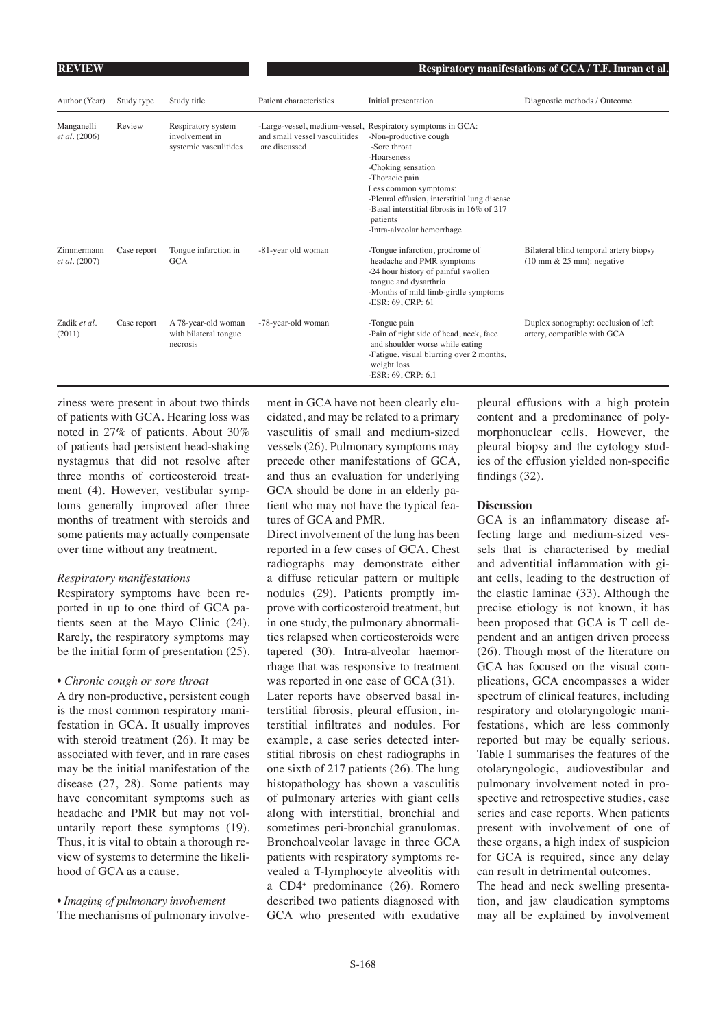| Author (Year) | Study type | Study title | Patient characteristics | Initial presentation | Diagnostic methods / Outcome |
|---|---|---|---|---|---|
| Manganelli *et al.* (2006) | Review | Respiratory system involvement in systemic vasculitides | -Large-vessel, medium-vessel, and small vessel vasculitides are discussed | Respiratory symptoms in GCA: -Non-productive cough -Sore throat -Hoarseness -Choking sensation -Thoracic pain Less common symptoms: -Pleural effusion, interstitial lung disease -Basal interstitial fibrosis in 16% of 217 patients -Intra-alveolar hemorrhage | |
| Zimmermann *et al.* (2007) | Case report | Tongue infarction in GCA | -81-year old woman | -Tongue infarction, prodrome of headache and PMR symptoms -24 hour history of painful swollen tongue and dysarthria -Months of mild limb-girdle symptoms -ESR: 69, CRP: 61 | Bilateral blind temporal artery biopsy (10 mm & 25 mm): negative |
| Zadik *et al.* (2011) | Case report | A 78-year-old woman with bilateral tongue necrosis | -78-year-old woman | -Tongue pain -Pain of right side of head, neck, face and shoulder worse while eating -Fatigue, visual blurring over 2 months, weight loss -ESR: 69, CRP: 6.1 | Duplex sonography: occlusion of left artery, compatible with GCA |

ziness were present in about two thirds of patients with GCA. Hearing loss was noted in 27% of patients. About 30% of patients had persistent head-shaking nystagmus that did not resolve after three months of corticosteroid treatment (4). However, vestibular symptoms generally improved after three months of treatment with steroids and some patients may actually compensate over time without any treatment.

*Respiratory manifestations*

Respiratory symptoms have been reported in up to one third of GCA patients seen at the Mayo Clinic (24). Rarely, the respiratory symptoms may be the initial form of presentation (25).

• *Chronic cough or sore throat*

A dry non-productive, persistent cough is the most common respiratory manifestation in GCA. It usually improves with steroid treatment (26). It may be associated with fever, and in rare cases may be the initial manifestation of the disease (27, 28). Some patients may have concomitant symptoms such as headache and PMR but may not voluntarily report these symptoms (19). Thus, it is vital to obtain a thorough review of systems to determine the likelihood of GCA as a cause.

• *Imaging of pulmonary involvement*

The mechanisms of pulmonary involvement in GCA have not been clearly elucidated, and may be related to a primary vasculitis of small and medium-sized vessels (26). Pulmonary symptoms may precede other manifestations of GCA, and thus an evaluation for underlying GCA should be done in an elderly patient who may not have the typical features of GCA and PMR.

Direct involvement of the lung has been reported in a few cases of GCA. Chest radiographs may demonstrate either a diffuse reticular pattern or multiple nodules (29). Patients promptly improve with corticosteroid treatment, but in one study, the pulmonary abnormalities relapsed when corticosteroids were tapered (30). Intra-alveolar haemorrhage that was responsive to treatment was reported in one case of GCA (31).

Later reports have observed basal interstitial fibrosis, pleural effusion, interstitial infiltrates and nodules. For example, a case series detected interstitial fibrosis on chest radiographs in one sixth of 217 patients (26). The lung histopathology has shown a vasculitis of pulmonary arteries with giant cells along with interstitial, bronchial and sometimes peri-bronchial granulomas. Bronchoalveolar lavage in three GCA patients with respiratory symptoms revealed a T-lymphocyte alveolitis with a CD4+ predominance (26). Romero described two patients diagnosed with GCA who presented with exudative pleural effusions with a high protein content and a predominance of polymorphonuclear cells. However, the pleural biopsy and the cytology studies of the effusion yielded non-specific findings (32).

## Discussion

GCA is an inflammatory disease affecting large and medium-sized vessels that is characterised by medial and adventitial inflammation with giant cells, leading to the destruction of the elastic laminae (33). Although the precise etiology is not known, it has been proposed that GCA is T cell dependent and an antigen driven process (26). Though most of the literature on GCA has focused on the visual complications, GCA encompasses a wider spectrum of clinical features, including respiratory and otolaryngologic manifestations, which are less commonly reported but may be equally serious. Table I summarises the features of the otolaryngologic, audiovestibular and pulmonary involvement noted in prospective and retrospective studies, case series and case reports. When patients present with involvement of one of these organs, a high index of suspicion for GCA is required, since any delay can result in detrimental outcomes.

The head and neck swelling presentation, and jaw claudication symptoms may all be explained by involvement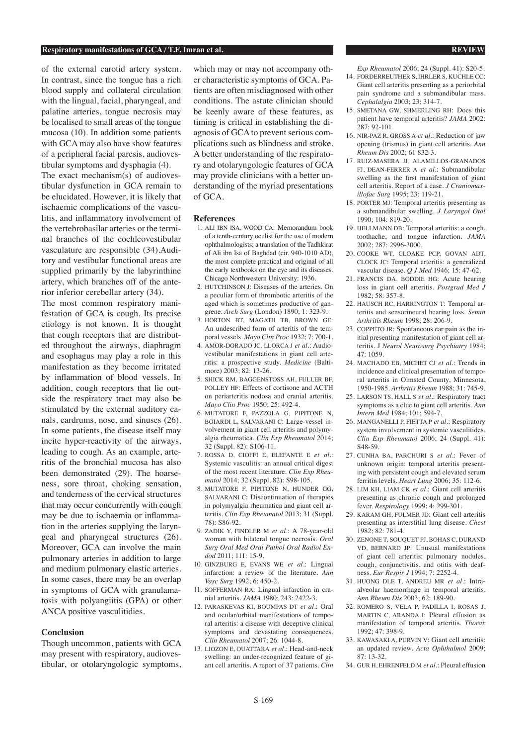of the external carotid artery system. In contrast, since the tongue has a rich blood supply and collateral circulation with the lingual, facial, pharyngeal, and palatine arteries, tongue necrosis may be localised to small areas of the tongue mucosa (10). In addition some patients with GCA may also have show features of a peripheral facial paresis, audiovestibular symptoms and dysphagia (4).

The exact mechanism(s) of audiovestibular dysfunction in GCA remain to be elucidated. However, it is likely that ischaemic complications of the vasculitis, and inflammatory involvement of the vertebrobasilar arteries or the terminal branches of the cochleovestibular vasculature are responsible (34).Auditory and vestibular functional areas are supplied primarily by the labyrinthine artery, which branches off of the anterior inferior cerebellar artery (34).

The most common respiratory manifestation of GCA is cough. Its precise etiology is not known. It is thought that cough receptors that are distributed throughout the airways, diaphragm and esophagus may play a role in this manifestation as they become irritated by inflammation of blood vessels. In addition, cough receptors that lie outside the respiratory tract may also be stimulated by the external auditory canals, eardrums, nose, and sinuses (26). In some patients, the disease itself may incite hyper-reactivity of the airways, leading to cough. As an example, arteritis of the bronchial mucosa has also been demonstrated (29). The hoarseness, sore throat, choking sensation, and tenderness of the cervical structures that may occur concurrently with cough may be due to ischaemia or inflammation in the arteries supplying the laryngeal and pharyngeal structures (26). Moreover, GCA can involve the main pulmonary arteries in addition to large and medium pulmonary elastic arteries. In some cases, there may be an overlap in symptoms of GCA with granulamatosis with polyangiitis (GPA) or other ANCA positive vasculitidies.

## Conclusion

Though uncommon, patients with GCA may present with respiratory, audiovestibular, or otolaryngologic symptoms, which may or may not accompany other characteristic symptoms of GCA. Patients are often misdiagnosed with other conditions. The astute clinician should be keenly aware of these features, as timing is critical in establishing the diagnosis of GCA to prevent serious complications such as blindness and stroke. A better understanding of the respiratory and otolaryngologic features of GCA may provide clinicians with a better understanding of the myriad presentations of GCA.

## References

1. ALI IBN ISA, WOOD CA: Memorandum book of a tenth-century oculist for the use of modern ophthalmologists; a translation of the Tadhkirat of Ali ibn Isa of Baghdad (cir. 940-1010 AD), the most complete practical and original of all the early textbooks on the eye and its diseases. Chicago Northwestern University: 1936.
2. HUTCHINSON J: Diseases of the arteries. On a peculiar form of thrombotic arteritis of the aged which is sometimes productive of gangrene. *Arch Surg* (London) 1890; 1: 323-9.
3. HORTON BT, MAGATH TB, BROWN GE: An undescribed form of arteritis of the temporal vessels. *Mayo Clin Proc* 1932; 7: 700-1.
4. AMOR-DORADO JC, LLORCA J *et al.*: Audiovestibular manifestations in giant cell arteritis: a prospective study. *Medicine* (Baltimore) 2003; 82: 13-26.
5. SHICK RM, BAGGENSTOSS AH, FULLER BF, POLLEY HF: Effects of cortisone and ACTH on periarteritis nodosa and cranial arteritis. *Mayo Clin Proc* 1950; 25: 492-4.
6. MUTATORE F, PAZZOLA G, PIPITONE N, BOIARDI L, SALVARANI C: Large-vessel involvement in giant cell arteritis and polymyalgia rheumatica. *Clin Exp Rheumatol* 2014; 32 (Suppl. 82): S106-11.
7. ROSSA D, CIOFFI E, ELEFANTE E *et al.*: Systemic vasculitis: an annual critical digest of the most recent literature. *Clin Exp Rheumatol* 2014; 32 (Suppl. 82): S98-105.
8. MUTATORE F, PIPITONE N, HUNDER GG, SALVARANI C: Discontinuation of therapies in polymyalgia rheumatica and giant cell arteritis. *Clin Exp Rheumatol* 2013; 31 (Suppl. 78): S86-92.
9. ZADIK Y, FINDLER M *et al.*: A 78-year-old woman with bilateral tongue necrosis. *Oral Surg Oral Med Oral Pathol Oral Radiol Endod* 2011; 111: 15-9.
10. GINZBURG E, EVANS WE *et al.*: Lingual infarction: a review of the literature. *Ann Vasc Surg* 1992; 6: 450-2.
11. SOFFERMAN RA: Lingual infarction in cranial arteritis. *JAMA* 1980; 243: 2422-3.
12. PARASKEVAS KI, BOUMPAS DT *et al.*: Oral and ocular/orbital manifestations of temporal arteritis: a disease with deceptive clinical symptoms and devastating consequences. *Clin Rheumatol* 2007; 26: 1044-8.
13. LIOZON E, OUATTARA *et al.*: Head-and-neck swelling: an under-recognized feature of giant cell arteritis. A report of 37 patients. *Clin Exp Rheumatol* 2006; 24 (Suppl. 41): S20-5.
14. FORDERREUTHER S, IHRLER S, KUCHLE CC: Giant cell arteritis presenting as a periorbital pain syndrome and a submandibular mass. *Cephalalgia* 2003; 23: 314-7.
15. SMETANA GW, SHMERLING RH: Does this patient have temporal arteritis? *JAMA* 2002: 287: 92-101.
16. NIR-PAZ R, GROSS A *et al.*: Reduction of jaw opening (trismus) in giant cell arteritis. *Ann Rheum Dis* 2002; 61 832-3.
17. RUIZ-MASERA JJ, ALAMILLOS-GRANADOS FJ, DEAN-FERRER A *et al.*: Submandibular swelling as the first manifestation of giant cell arteritis. Report of a case. *J Craniomaxillofac Surg* 1995; 23: 119-21.
18. PORTER MJ: Temporal arteritis presenting as a submandibular swelling. *J Laryngol Otol* 1990; 104: 819-20.
19. HELLMANN DB: Temporal arteritis: a cough, toothache, and tongue infarction. *JAMA* 2002; 287: 2996-3000.
20. COOKE WT, CLOAKE PCP, GOVAN ADT, CLOCK JC: Temporal arteritis: a generalized vascular disease. *Q J Med* 1946; 15: 47-62.
21. FRANCIS DA, BODDIE HG: Acute hearing loss in giant cell arteritis. *Postgrad Med J* 1982; 58: 357-8.
22. HAUSCH RC, HARRINGTON T: Temporal arteritis and sensorineural hearing loss. *Semin Arthritis Rheum* 1998; 28: 206-9.
23. COPPETO JR: Spontaneous ear pain as the initial presenting manifestation of giant cell arteritis. J *Neurol Neurosurg Psychiatry* 1984; 47: 1059.
24. MACHADO EB, MICHET CJ *et al.*: Trends in incidence and clinical presentation of temporal arteritis in Olmsted County, Minnesota, 1950-1985. *Arthritis Rheum* 1988; 31: 745-9.
25. LARSON TS, HALL S *et al.*: Respiratory tract symptoms as a clue to giant cell arteritis. *Ann Intern Med* 1984; 101: 594-7.
26. MANGANELLI P, FIETTA P *et al.*: Respiratory system involvement in systemic vasculitides. *Clin Exp Rheumatol* 2006; 24 (Suppl. 41): S48-59.
27. CUNHA BA, PARCHURI S *et al.*: Fever of unknown origin: temporal arteritis presenting with persistent cough and elevated serum ferritin levels. *Heart Lung* 2006; 35: 112-6.
28. LIM KH, LIAM CK *et al.*: Giant cell arteritis presenting as chronic cough and prolonged fever. *Respirology* 1999; 4: 299-301.
29. KARAM GH, FULMER JD: Giant cell arteritis presenting as interstitial lung disease. *Chest* 1982; 82: 781-4.
30. ZENONE T, SOUQUET PJ, BOHAS C, DURAND VD, BERNARD JP: Unusual manifestations of giant cell arteritis: pulmonary nodules, cough, conjunctivitis, and otitis with deafness. *Eur Respir J* 1994; 7: 2252-4.
31. HUONG DLE T, ANDREU MR *et al.*: Intraalveolar haemorrhage in temporal arteritis. *Ann Rheum Dis* 2003; 62: 189-90.
32. ROMERO S, VELA P, PADILLA I, ROSAS J, MARTIN C, ARANDA I: Pleural effusion as manifestation of temporal arteritis. *Thorax* 1992; 47: 398-9.
33. KAWASAKI A, PURVIN V: Giant cell arteritis: an updated review. *Acta Ophthalmol* 2009; 87: 13-32.
34. GUR H, EHRENFELD M *et al.*: Pleural effusion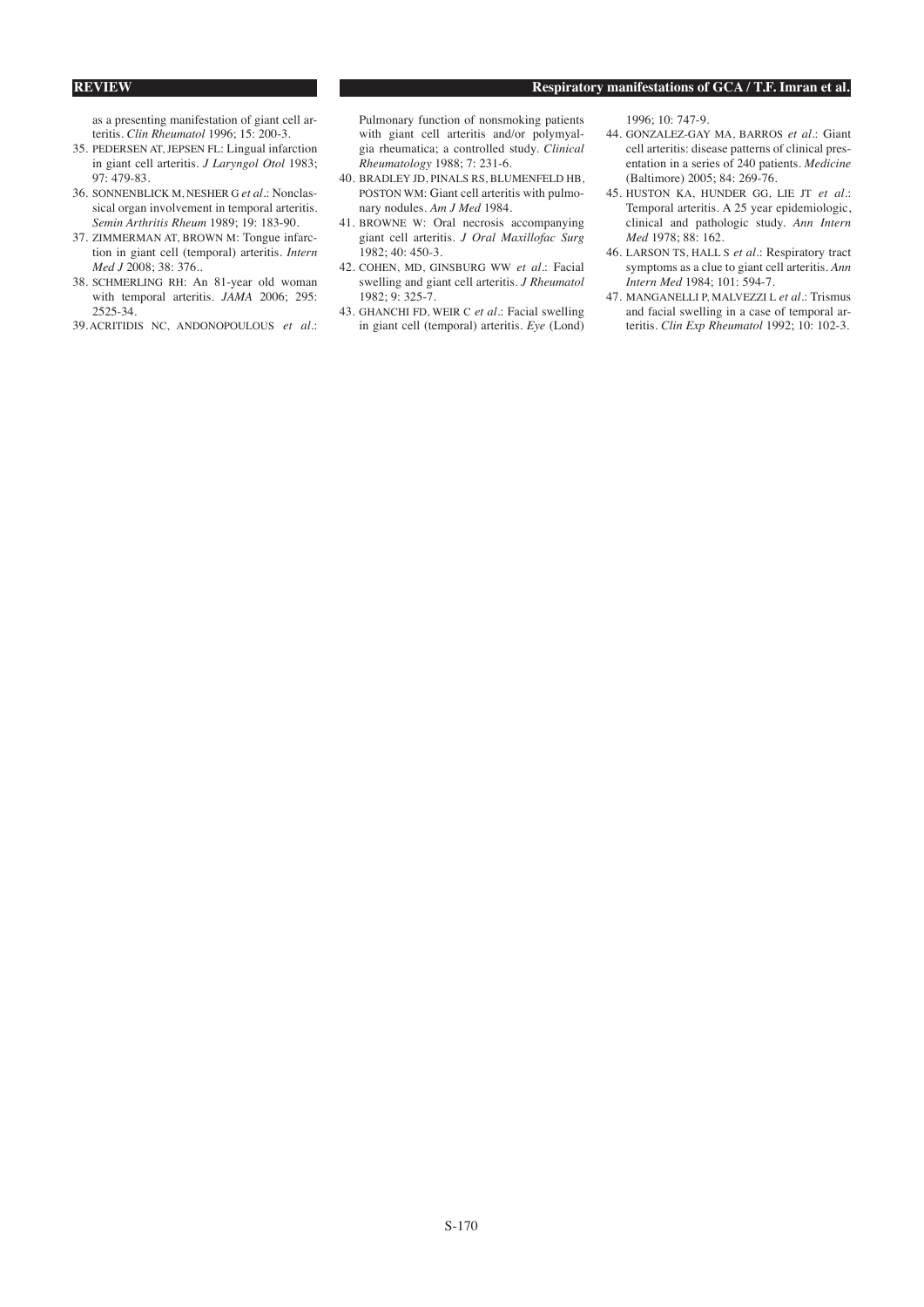as a presenting manifestation of giant cell arteritis. *Clin Rheumatol* 1996; 15: 200-3.

35. PEDERSEN AT, JEPSEN FL: Lingual infarction in giant cell arteritis. *J Laryngol Otol* 1983; 97: 479-83.
36. SONNENBLICK M, NESHER G *et al.*: Nonclassical organ involvement in temporal arteritis. *Semin Arthritis Rheum* 1989; 19: 183-90.
37. ZIMMERMAN AT, BROWN M: Tongue infarction in giant cell (temporal) arteritis. *Intern Med J* 2008; 38: 376..
38. SCHMERLING RH: An 81-year old woman with temporal arteritis. *JAMA* 2006; 295: 2525-34.
39. ACRITIDIS NC, ANDONOPOULOUS *et al.*: Pulmonary function of nonsmoking patients with giant cell arteritis and/or polymyalgia rheumatica; a controlled study. *Clinical Rheumatology* 1988; 7: 231-6.
40. BRADLEY JD, PINALS RS, BLUMENFELD HB, POSTON WM: Giant cell arteritis with pulmonary nodules. *Am J Med* 1984.
41. BROWNE W: Oral necrosis accompanying giant cell arteritis. *J Oral Maxillofac Surg* 1982; 40: 450-3.
42. COHEN, MD, GINSBURG WW *et al.*: Facial swelling and giant cell arteritis. *J Rheumatol* 1982; 9: 325-7.
43. GHANCHI FD, WEIR C *et al.*: Facial swelling in giant cell (temporal) arteritis. *Eye* (Lond) 1996; 10: 747-9.
44. GONZALEZ-GAY MA, BARROS *et al.*: Giant cell arteritis: disease patterns of clinical presentation in a series of 240 patients. *Medicine* (Baltimore) 2005; 84: 269-76.
45. HUSTON KA, HUNDER GG, LIE JT *et al.*: Temporal arteritis. A 25 year epidemiologic, clinical and pathologic study. *Ann Intern Med* 1978; 88: 162.
46. LARSON TS, HALL S *et al.*: Respiratory tract symptoms as a clue to giant cell arteritis. *Ann Intern Med* 1984; 101: 594-7.
47. MANGANELLI P, MALVEZZI L *et al.*: Trismus and facial swelling in a case of temporal arteritis. *Clin Exp Rheumatol* 1992; 10: 102-3.